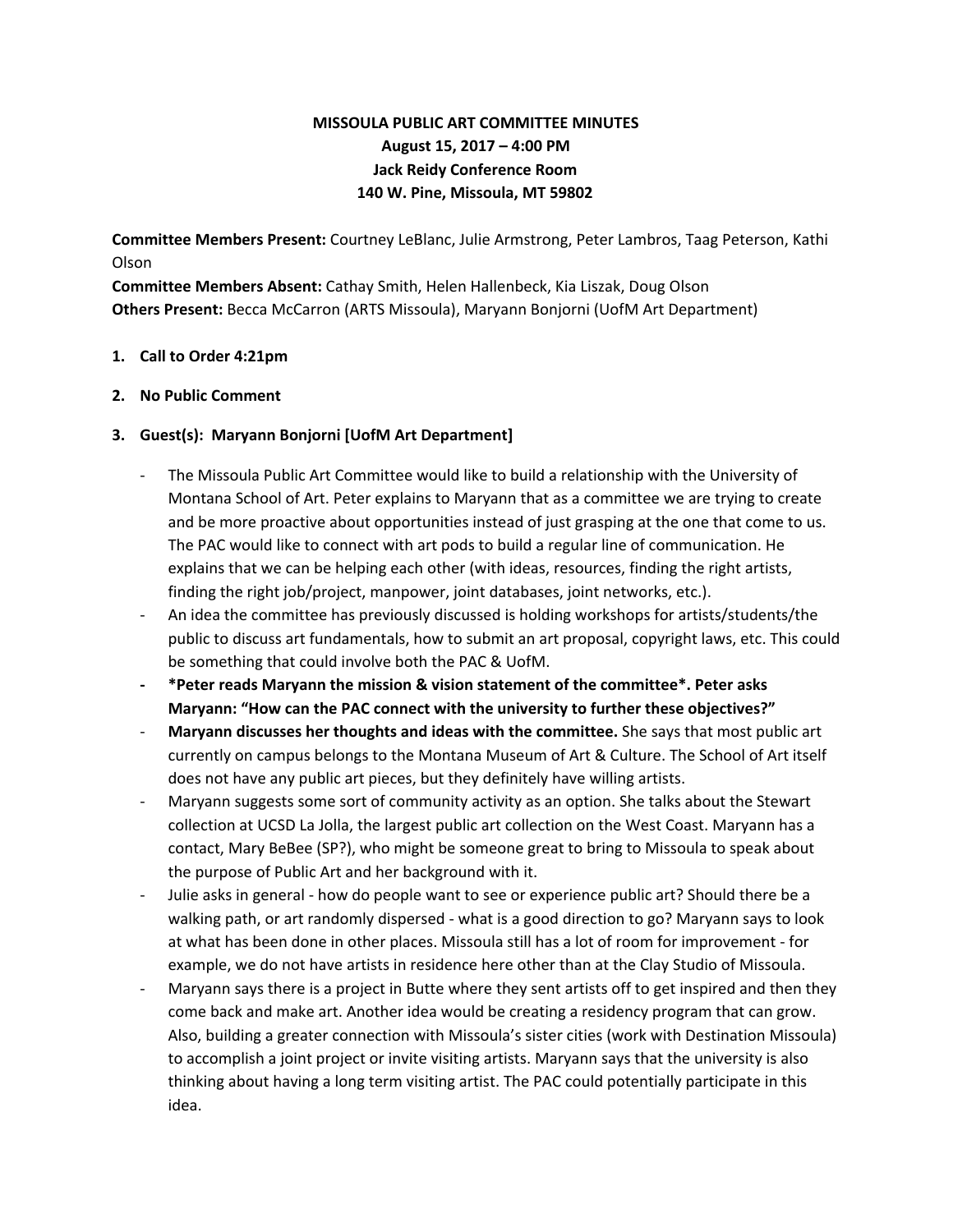# MISSOULA PUBLIC ART COMMITTEE MINUTES
**August 15, 2017 – 4:00 PM**
**Jack Reidy Conference Room**
**140 W. Pine, Missoula, MT 59802**

**Committee Members Present:** Courtney LeBlanc, Julie Armstrong, Peter Lambros, Taag Peterson, Kathi Olson
**Committee Members Absent:** Cathay Smith, Helen Hallenbeck, Kia Liszak, Doug Olson
**Others Present:** Becca McCarron (ARTS Missoula), Maryann Bonjorni (UofM Art Department)

1. **Call to Order 4:21pm**

2. **No Public Comment**

3. **Guest(s): Maryann Bonjorni [UofM Art Department]**

    - The Missoula Public Art Committee would like to build a relationship with the University of Montana School of Art. Peter explains to Maryann that as a committee we are trying to create and be more proactive about opportunities instead of just grasping at the one that come to us. The PAC would like to connect with art pods to build a regular line of communication. He explains that we can be helping each other (with ideas, resources, finding the right artists, finding the right job/project, manpower, joint databases, joint networks, etc.).
    - An idea the committee has previously discussed is holding workshops for artists/students/the public to discuss art fundamentals, how to submit an art proposal, copyright laws, etc. This could be something that could involve both the PAC & UofM.
    - **\*Peter reads Maryann the mission & vision statement of the committee\*. Peter asks Maryann: "How can the PAC connect with the university to further these objectives?"**
    - **Maryann discusses her thoughts and ideas with the committee.** She says that most public art currently on campus belongs to the Montana Museum of Art & Culture. The School of Art itself does not have any public art pieces, but they definitely have willing artists.
    - Maryann suggests some sort of community activity as an option. She talks about the Stewart collection at UCSD La Jolla, the largest public art collection on the West Coast. Maryann has a contact, Mary BeBee (SP?), who might be someone great to bring to Missoula to speak about the purpose of Public Art and her background with it.
    - Julie asks in general - how do people want to see or experience public art? Should there be a walking path, or art randomly dispersed - what is a good direction to go? Maryann says to look at what has been done in other places. Missoula still has a lot of room for improvement - for example, we do not have artists in residence here other than at the Clay Studio of Missoula.
    - Maryann says there is a project in Butte where they sent artists off to get inspired and then they come back and make art. Another idea would be creating a residency program that can grow. Also, building a greater connection with Missoula's sister cities (work with Destination Missoula) to accomplish a joint project or invite visiting artists. Maryann says that the university is also thinking about having a long term visiting artist. The PAC could potentially participate in this idea.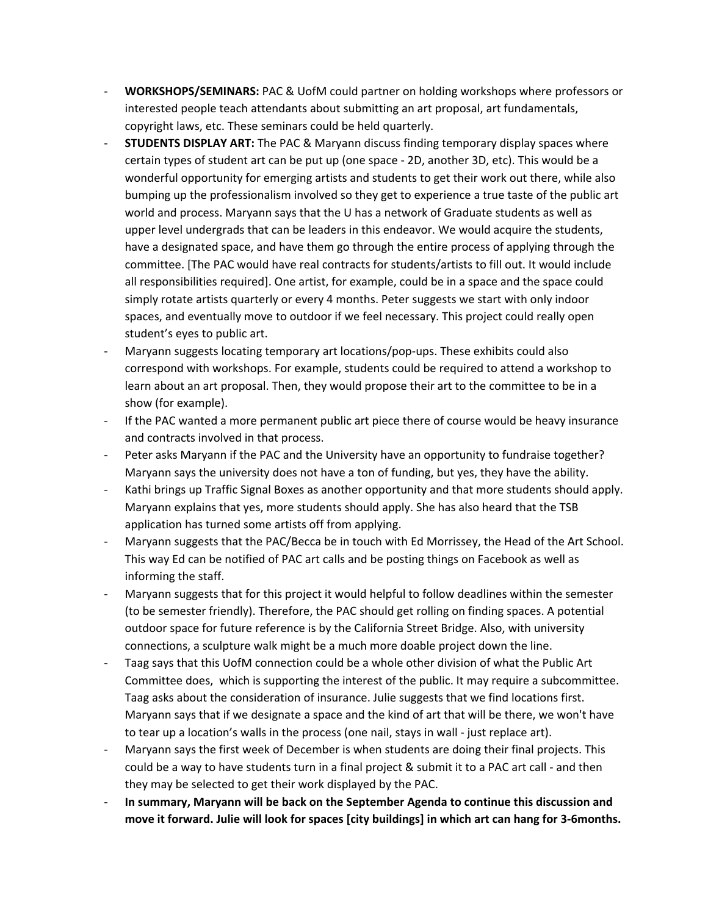- **WORKSHOPS/SEMINARS:** PAC & UofM could partner on holding workshops where professors or interested people teach attendants about submitting an art proposal, art fundamentals, copyright laws, etc. These seminars could be held quarterly.
- **STUDENTS DISPLAY ART:** The PAC & Maryann discuss finding temporary display spaces where certain types of student art can be put up (one space - 2D, another 3D, etc). This would be a wonderful opportunity for emerging artists and students to get their work out there, while also bumping up the professionalism involved so they get to experience a true taste of the public art world and process. Maryann says that the U has a network of Graduate students as well as upper level undergrads that can be leaders in this endeavor. We would acquire the students, have a designated space, and have them go through the entire process of applying through the committee. [The PAC would have real contracts for students/artists to fill out. It would include all responsibilities required]. One artist, for example, could be in a space and the space could simply rotate artists quarterly or every 4 months. Peter suggests we start with only indoor spaces, and eventually move to outdoor if we feel necessary. This project could really open student's eyes to public art.
- Maryann suggests locating temporary art locations/pop-ups. These exhibits could also correspond with workshops. For example, students could be required to attend a workshop to learn about an art proposal. Then, they would propose their art to the committee to be in a show (for example).
- If the PAC wanted a more permanent public art piece there of course would be heavy insurance and contracts involved in that process.
- Peter asks Maryann if the PAC and the University have an opportunity to fundraise together? Maryann says the university does not have a ton of funding, but yes, they have the ability.
- Kathi brings up Traffic Signal Boxes as another opportunity and that more students should apply. Maryann explains that yes, more students should apply. She has also heard that the TSB application has turned some artists off from applying.
- Maryann suggests that the PAC/Becca be in touch with Ed Morrissey, the Head of the Art School. This way Ed can be notified of PAC art calls and be posting things on Facebook as well as informing the staff.
- Maryann suggests that for this project it would helpful to follow deadlines within the semester (to be semester friendly). Therefore, the PAC should get rolling on finding spaces. A potential outdoor space for future reference is by the California Street Bridge. Also, with university connections, a sculpture walk might be a much more doable project down the line.
- Taag says that this UofM connection could be a whole other division of what the Public Art Committee does, which is supporting the interest of the public. It may require a subcommittee. Taag asks about the consideration of insurance. Julie suggests that we find locations first. Maryann says that if we designate a space and the kind of art that will be there, we won't have to tear up a location's walls in the process (one nail, stays in wall - just replace art).
- Maryann says the first week of December is when students are doing their final projects. This could be a way to have students turn in a final project & submit it to a PAC art call - and then they may be selected to get their work displayed by the PAC.
- **In summary, Maryann will be back on the September Agenda to continue this discussion and move it forward. Julie will look for spaces [city buildings] in which art can hang for 3-6months.**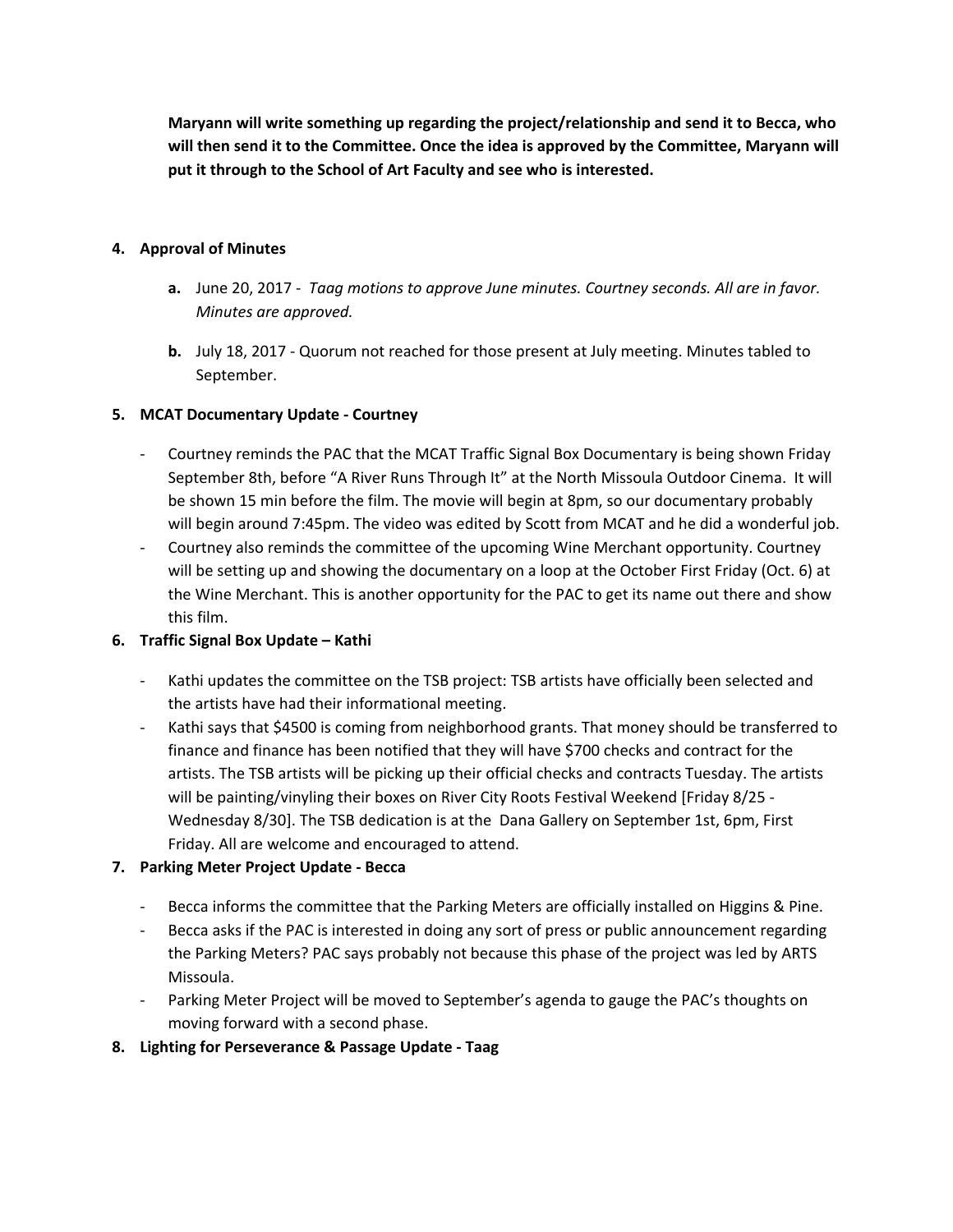**Maryann will write something up regarding the project/relationship and send it to Becca, who will then send it to the Committee. Once the idea is approved by the Committee, Maryann will put it through to the School of Art Faculty and see who is interested.**

4. **Approval of Minutes**

   a. June 20, 2017 - *Taag motions to approve June minutes. Courtney seconds. All are in favor. Minutes are approved.*

   b. July 18, 2017 - Quorum not reached for those present at July meeting. Minutes tabled to September.

5. **MCAT Documentary Update - Courtney**

   - Courtney reminds the PAC that the MCAT Traffic Signal Box Documentary is being shown Friday September 8th, before "A River Runs Through It" at the North Missoula Outdoor Cinema. It will be shown 15 min before the film. The movie will begin at 8pm, so our documentary probably will begin around 7:45pm. The video was edited by Scott from MCAT and he did a wonderful job.
   - Courtney also reminds the committee of the upcoming Wine Merchant opportunity. Courtney will be setting up and showing the documentary on a loop at the October First Friday (Oct. 6) at the Wine Merchant. This is another opportunity for the PAC to get its name out there and show this film.

6. **Traffic Signal Box Update – Kathi**

   - Kathi updates the committee on the TSB project: TSB artists have officially been selected and the artists have had their informational meeting.
   - Kathi says that $4500 is coming from neighborhood grants. That money should be transferred to finance and finance has been notified that they will have $700 checks and contract for the artists. The TSB artists will be picking up their official checks and contracts Tuesday. The artists will be painting/vinyling their boxes on River City Roots Festival Weekend [Friday 8/25 - Wednesday 8/30]. The TSB dedication is at the Dana Gallery on September 1st, 6pm, First Friday. All are welcome and encouraged to attend.

7. **Parking Meter Project Update - Becca**

   - Becca informs the committee that the Parking Meters are officially installed on Higgins & Pine.
   - Becca asks if the PAC is interested in doing any sort of press or public announcement regarding the Parking Meters? PAC says probably not because this phase of the project was led by ARTS Missoula.
   - Parking Meter Project will be moved to September's agenda to gauge the PAC's thoughts on moving forward with a second phase.

8. **Lighting for Perseverance & Passage Update - Taag**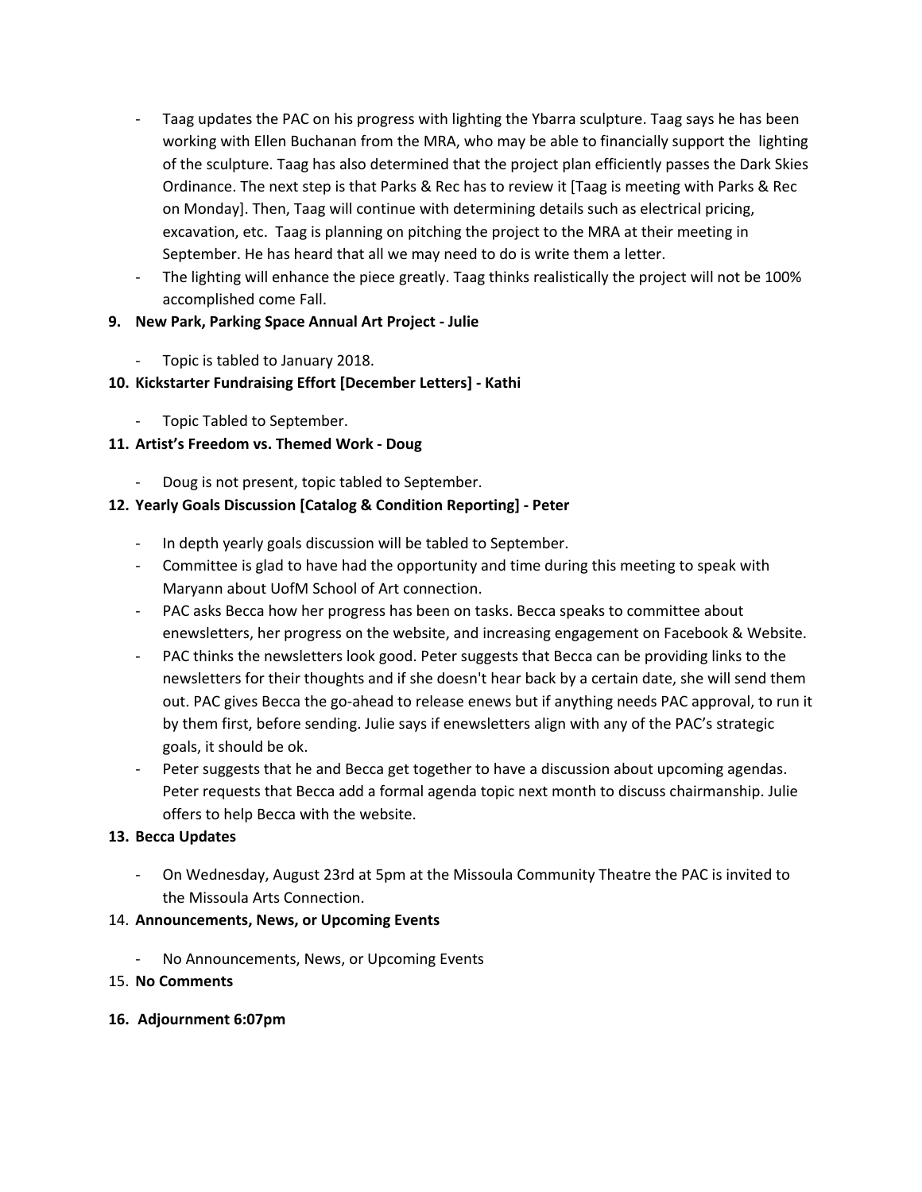- Taag updates the PAC on his progress with lighting the Ybarra sculpture. Taag says he has been working with Ellen Buchanan from the MRA, who may be able to financially support the lighting of the sculpture. Taag has also determined that the project plan efficiently passes the Dark Skies Ordinance. The next step is that Parks & Rec has to review it [Taag is meeting with Parks & Rec on Monday]. Then, Taag will continue with determining details such as electrical pricing, excavation, etc. Taag is planning on pitching the project to the MRA at their meeting in September. He has heard that all we may need to do is write them a letter.
- The lighting will enhance the piece greatly. Taag thinks realistically the project will not be 100% accomplished come Fall.

**9. New Park, Parking Space Annual Art Project - Julie**

- Topic is tabled to January 2018.

**10. Kickstarter Fundraising Effort [December Letters] - Kathi**

- Topic Tabled to September.

**11. Artist's Freedom vs. Themed Work - Doug**

- Doug is not present, topic tabled to September.

**12. Yearly Goals Discussion [Catalog & Condition Reporting] - Peter**

- In depth yearly goals discussion will be tabled to September.
- Committee is glad to have had the opportunity and time during this meeting to speak with Maryann about UofM School of Art connection.
- PAC asks Becca how her progress has been on tasks. Becca speaks to committee about enewsletters, her progress on the website, and increasing engagement on Facebook & Website.
- PAC thinks the newsletters look good. Peter suggests that Becca can be providing links to the newsletters for their thoughts and if she doesn't hear back by a certain date, she will send them out. PAC gives Becca the go-ahead to release enews but if anything needs PAC approval, to run it by them first, before sending. Julie says if enewsletters align with any of the PAC's strategic goals, it should be ok.
- Peter suggests that he and Becca get together to have a discussion about upcoming agendas. Peter requests that Becca add a formal agenda topic next month to discuss chairmanship. Julie offers to help Becca with the website.

**13. Becca Updates**

- On Wednesday, August 23rd at 5pm at the Missoula Community Theatre the PAC is invited to the Missoula Arts Connection.

14. **Announcements, News, or Upcoming Events**

- No Announcements, News, or Upcoming Events

15. **No Comments**

**16. Adjournment 6:07pm**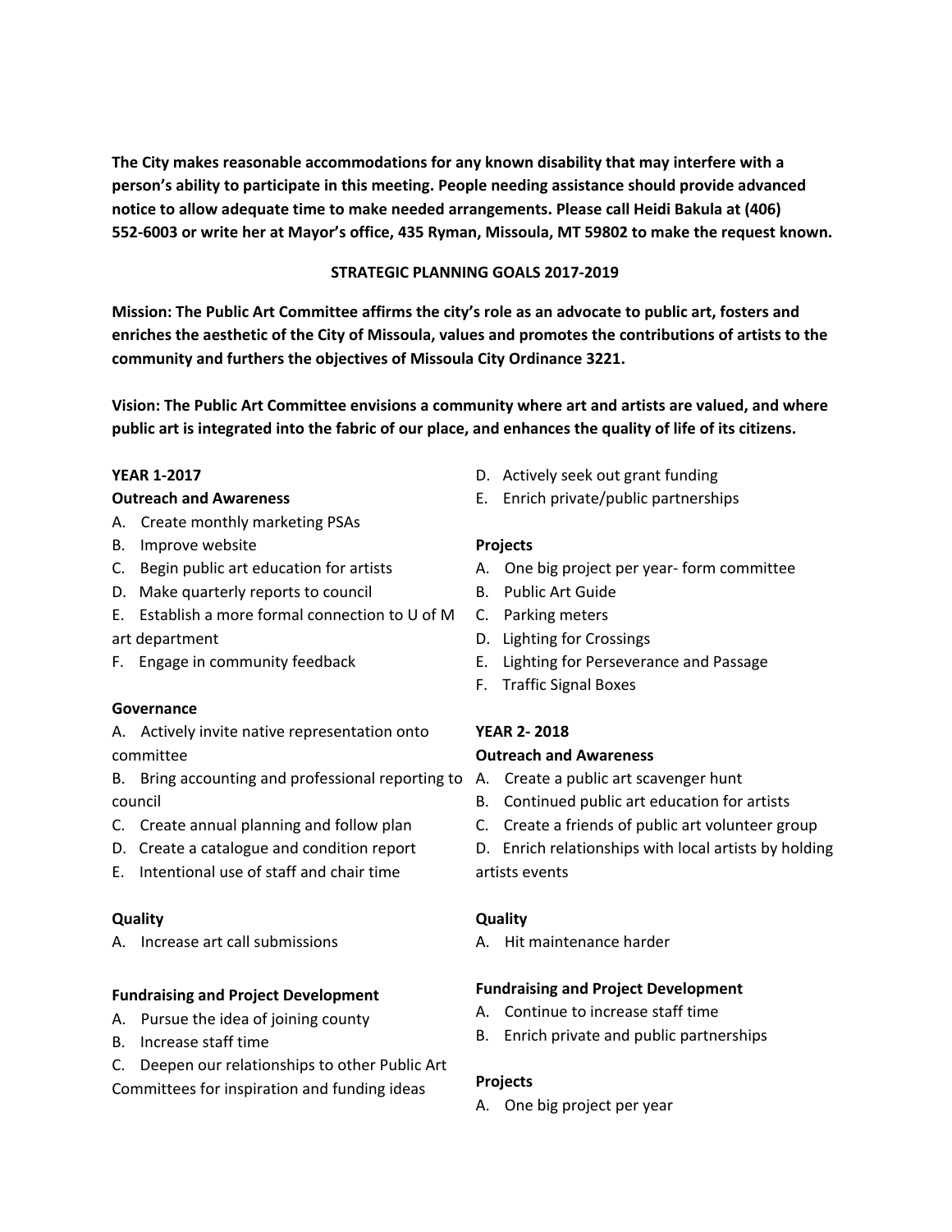**The City makes reasonable accommodations for any known disability that may interfere with a person's ability to participate in this meeting. People needing assistance should provide advanced notice to allow adequate time to make needed arrangements. Please call Heidi Bakula at (406) 552-6003 or write her at Mayor's office, 435 Ryman, Missoula, MT 59802 to make the request known.**

## STRATEGIC PLANNING GOALS 2017-2019

**Mission: The Public Art Committee affirms the city's role as an advocate to public art, fosters and enriches the aesthetic of the City of Missoula, values and promotes the contributions of artists to the community and furthers the objectives of Missoula City Ordinance 3221.**

**Vision: The Public Art Committee envisions a community where art and artists are valued, and where public art is integrated into the fabric of our place, and enhances the quality of life of its citizens.**

### YEAR 1-2017

**Outreach and Awareness**

A. Create monthly marketing PSAs
B. Improve website
C. Begin public art education for artists
D. Make quarterly reports to council
E. Establish a more formal connection to U of M art department
F. Engage in community feedback

**Governance**

A. Actively invite native representation onto committee
B. Bring accounting and professional reporting to council
C. Create annual planning and follow plan
D. Create a catalogue and condition report
E. Intentional use of staff and chair time

**Quality**

A. Increase art call submissions

**Fundraising and Project Development**

A. Pursue the idea of joining county
B. Increase staff time
C. Deepen our relationships to other Public Art Committees for inspiration and funding ideas
D. Actively seek out grant funding
E. Enrich private/public partnerships

**Projects**

A. One big project per year- form committee
B. Public Art Guide
C. Parking meters
D. Lighting for Crossings
E. Lighting for Perseverance and Passage
F. Traffic Signal Boxes

### YEAR 2- 2018

**Outreach and Awareness**

A. Create a public art scavenger hunt
B. Continued public art education for artists
C. Create a friends of public art volunteer group
D. Enrich relationships with local artists by holding artists events

**Quality**

A. Hit maintenance harder

**Fundraising and Project Development**

A. Continue to increase staff time
B. Enrich private and public partnerships

**Projects**

A. One big project per year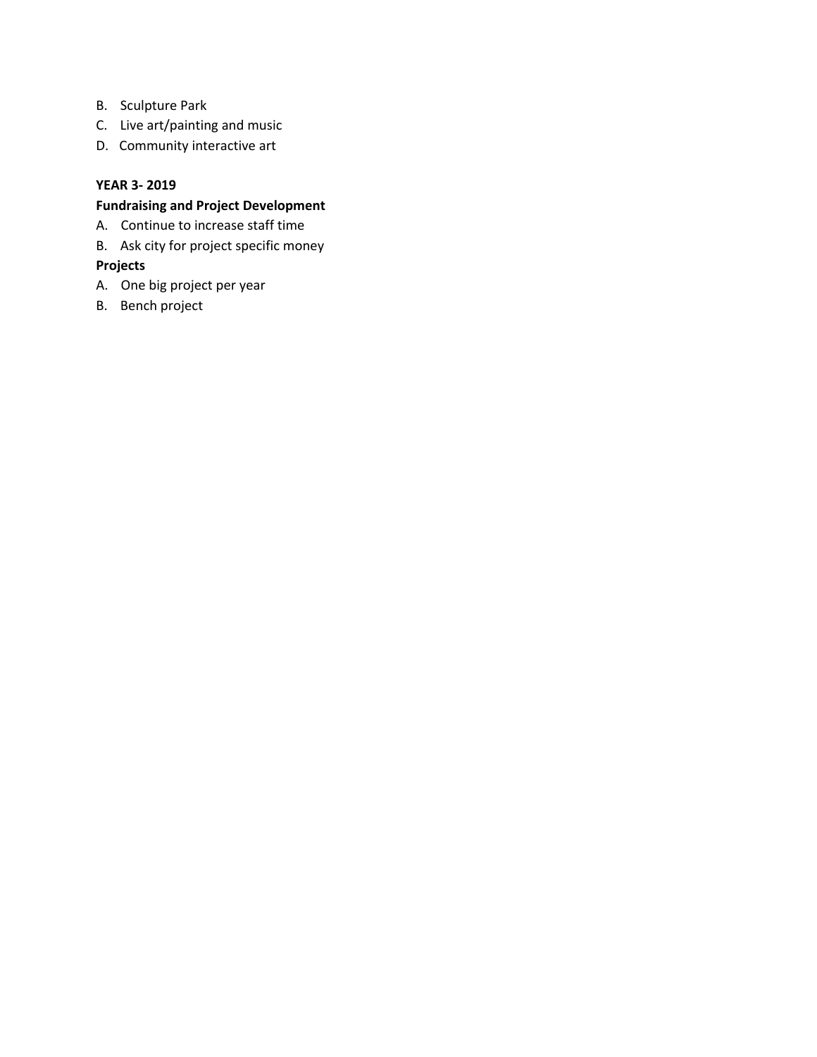B. Sculpture Park
C. Live art/painting and music
D. Community interactive art

**YEAR 3- 2019**

**Fundraising and Project Development**

A. Continue to increase staff time
B. Ask city for project specific money

**Projects**

A. One big project per year
B. Bench project